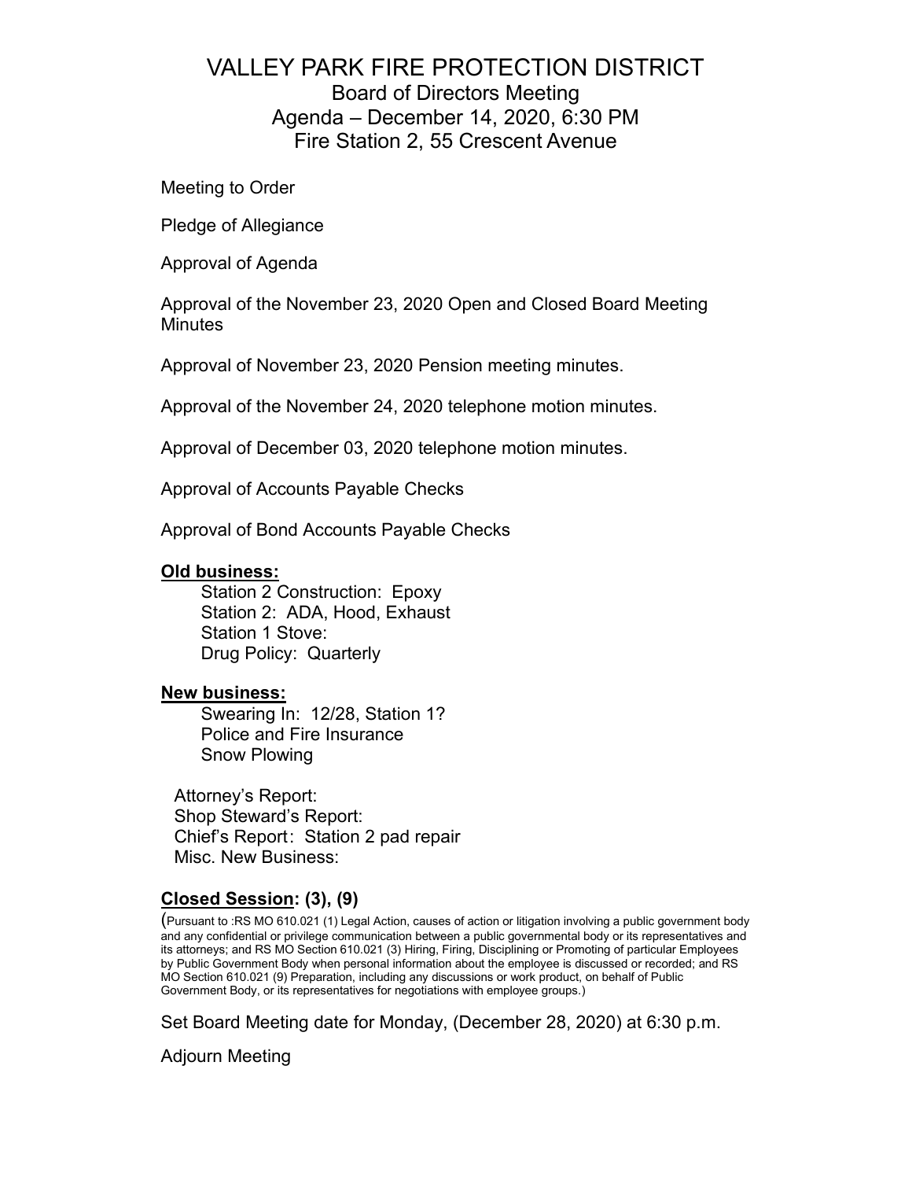# VALLEY PARK FIRE PROTECTION DISTRICT

## Board of Directors Meeting
## Agenda – December 14, 2020, 6:30 PM
## Fire Station 2, 55 Crescent Avenue

Meeting to Order

Pledge of Allegiance

Approval of Agenda

Approval of the November 23, 2020 Open and Closed Board Meeting Minutes

Approval of November 23, 2020 Pension meeting minutes.

Approval of the November 24, 2020 telephone motion minutes.

Approval of December 03, 2020 telephone motion minutes.

Approval of Accounts Payable Checks

Approval of Bond Accounts Payable Checks

**Old business:**

- Station 2 Construction: Epoxy
- Station 2: ADA, Hood, Exhaust
- Station 1 Stove:
- Drug Policy: Quarterly

**New business:**

- Swearing In: 12/28, Station 1?
- Police and Fire Insurance
- Snow Plowing

Attorney's Report:

Shop Steward's Report:

Chief's Report: Station 2 pad repair

Misc. New Business:

**Closed Session: (3), (9)**

(Pursuant to :RS MO 610.021 (1) Legal Action, causes of action or litigation involving a public government body and any confidential or privilege communication between a public governmental body or its representatives and its attorneys; and RS MO Section 610.021 (3) Hiring, Firing, Disciplining or Promoting of particular Employees by Public Government Body when personal information about the employee is discussed or recorded; and RS MO Section 610.021 (9) Preparation, including any discussions or work product, on behalf of Public Government Body, or its representatives for negotiations with employee groups.)

Set Board Meeting date for Monday, (December 28, 2020) at 6:30 p.m.

Adjourn Meeting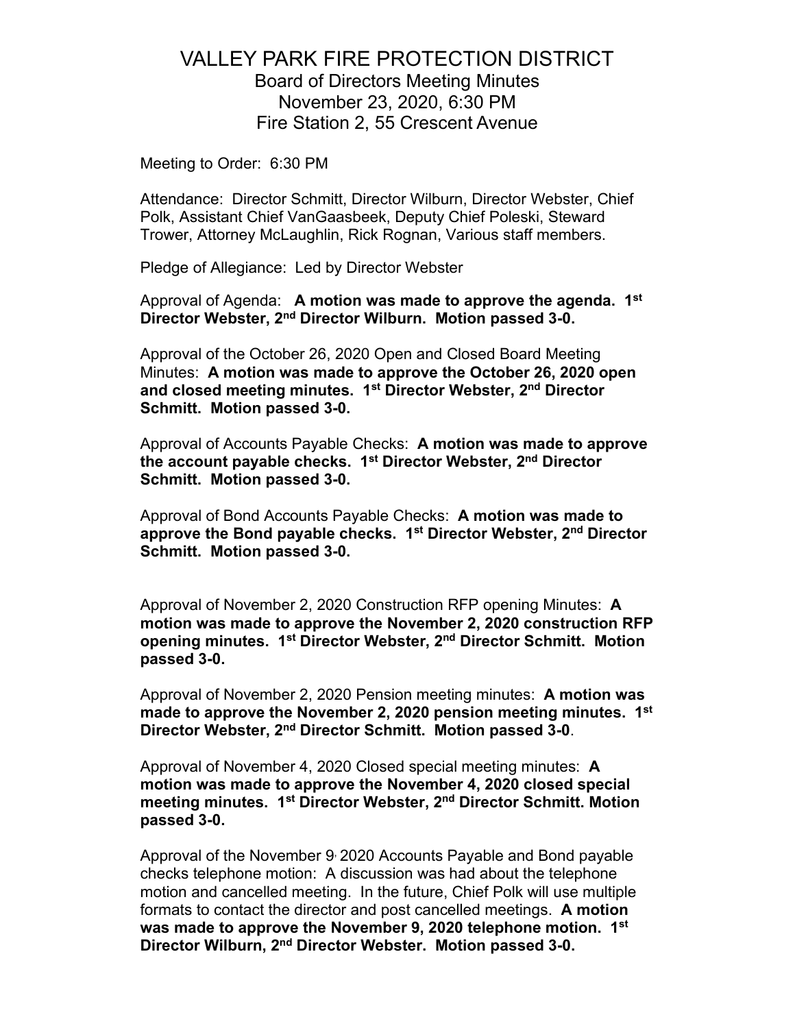# VALLEY PARK FIRE PROTECTION DISTRICT

## Board of Directors Meeting Minutes
## November 23, 2020, 6:30 PM
## Fire Station 2, 55 Crescent Avenue

Meeting to Order: 6:30 PM

Attendance: Director Schmitt, Director Wilburn, Director Webster, Chief Polk, Assistant Chief VanGaasbeek, Deputy Chief Poleski, Steward Trower, Attorney McLaughlin, Rick Rognan, Various staff members.

Pledge of Allegiance: Led by Director Webster

Approval of Agenda: **A motion was made to approve the agenda. 1st Director Webster, 2nd Director Wilburn. Motion passed 3-0.**

Approval of the October 26, 2020 Open and Closed Board Meeting Minutes: **A motion was made to approve the October 26, 2020 open and closed meeting minutes. 1st Director Webster, 2nd Director Schmitt. Motion passed 3-0.**

Approval of Accounts Payable Checks: **A motion was made to approve the account payable checks. 1st Director Webster, 2nd Director Schmitt. Motion passed 3-0.**

Approval of Bond Accounts Payable Checks: **A motion was made to approve the Bond payable checks. 1st Director Webster, 2nd Director Schmitt. Motion passed 3-0.**

Approval of November 2, 2020 Construction RFP opening Minutes: **A motion was made to approve the November 2, 2020 construction RFP opening minutes. 1st Director Webster, 2nd Director Schmitt. Motion passed 3-0.**

Approval of November 2, 2020 Pension meeting minutes: **A motion was made to approve the November 2, 2020 pension meeting minutes. 1st Director Webster, 2nd Director Schmitt. Motion passed 3-0**.

Approval of November 4, 2020 Closed special meeting minutes: **A motion was made to approve the November 4, 2020 closed special meeting minutes. 1st Director Webster, 2nd Director Schmitt. Motion passed 3-0.**

Approval of the November 9, 2020 Accounts Payable and Bond payable checks telephone motion: A discussion was had about the telephone motion and cancelled meeting. In the future, Chief Polk will use multiple formats to contact the director and post cancelled meetings. **A motion was made to approve the November 9, 2020 telephone motion. 1st Director Wilburn, 2nd Director Webster. Motion passed 3-0.**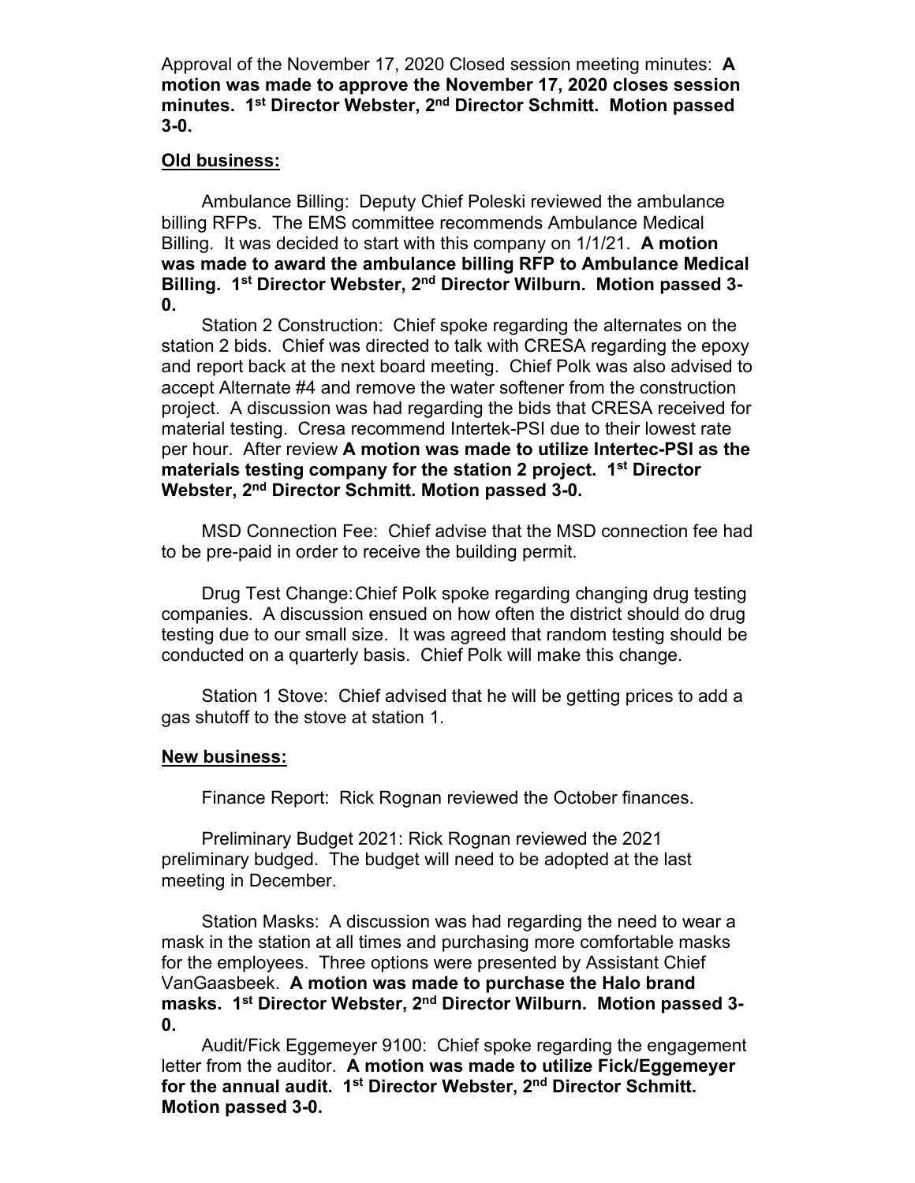Approval of the November 17, 2020 Closed session meeting minutes: **A motion was made to approve the November 17, 2020 closes session minutes. 1st Director Webster, 2nd Director Schmitt. Motion passed 3-0.**

**Old business:**

Ambulance Billing: Deputy Chief Poleski reviewed the ambulance billing RFPs. The EMS committee recommends Ambulance Medical Billing. It was decided to start with this company on 1/1/21. **A motion was made to award the ambulance billing RFP to Ambulance Medical Billing. 1st Director Webster, 2nd Director Wilburn. Motion passed 3-0.**

Station 2 Construction: Chief spoke regarding the alternates on the station 2 bids. Chief was directed to talk with CRESA regarding the epoxy and report back at the next board meeting. Chief Polk was also advised to accept Alternate #4 and remove the water softener from the construction project. A discussion was had regarding the bids that CRESA received for material testing. Cresa recommend Intertek-PSI due to their lowest rate per hour. After review **A motion was made to utilize Intertec-PSI as the materials testing company for the station 2 project. 1st Director Webster, 2nd Director Schmitt. Motion passed 3-0.**

MSD Connection Fee: Chief advise that the MSD connection fee had to be pre-paid in order to receive the building permit.

Drug Test Change: Chief Polk spoke regarding changing drug testing companies. A discussion ensued on how often the district should do drug testing due to our small size. It was agreed that random testing should be conducted on a quarterly basis. Chief Polk will make this change.

Station 1 Stove: Chief advised that he will be getting prices to add a gas shutoff to the stove at station 1.

**New business:**

Finance Report: Rick Rognan reviewed the October finances.

Preliminary Budget 2021: Rick Rognan reviewed the 2021 preliminary budged. The budget will need to be adopted at the last meeting in December.

Station Masks: A discussion was had regarding the need to wear a mask in the station at all times and purchasing more comfortable masks for the employees. Three options were presented by Assistant Chief VanGaasbeek. **A motion was made to purchase the Halo brand masks. 1st Director Webster, 2nd Director Wilburn. Motion passed 3-0.**

Audit/Fick Eggemeyer 9100: Chief spoke regarding the engagement letter from the auditor. **A motion was made to utilize Fick/Eggemeyer for the annual audit. 1st Director Webster, 2nd Director Schmitt. Motion passed 3-0.**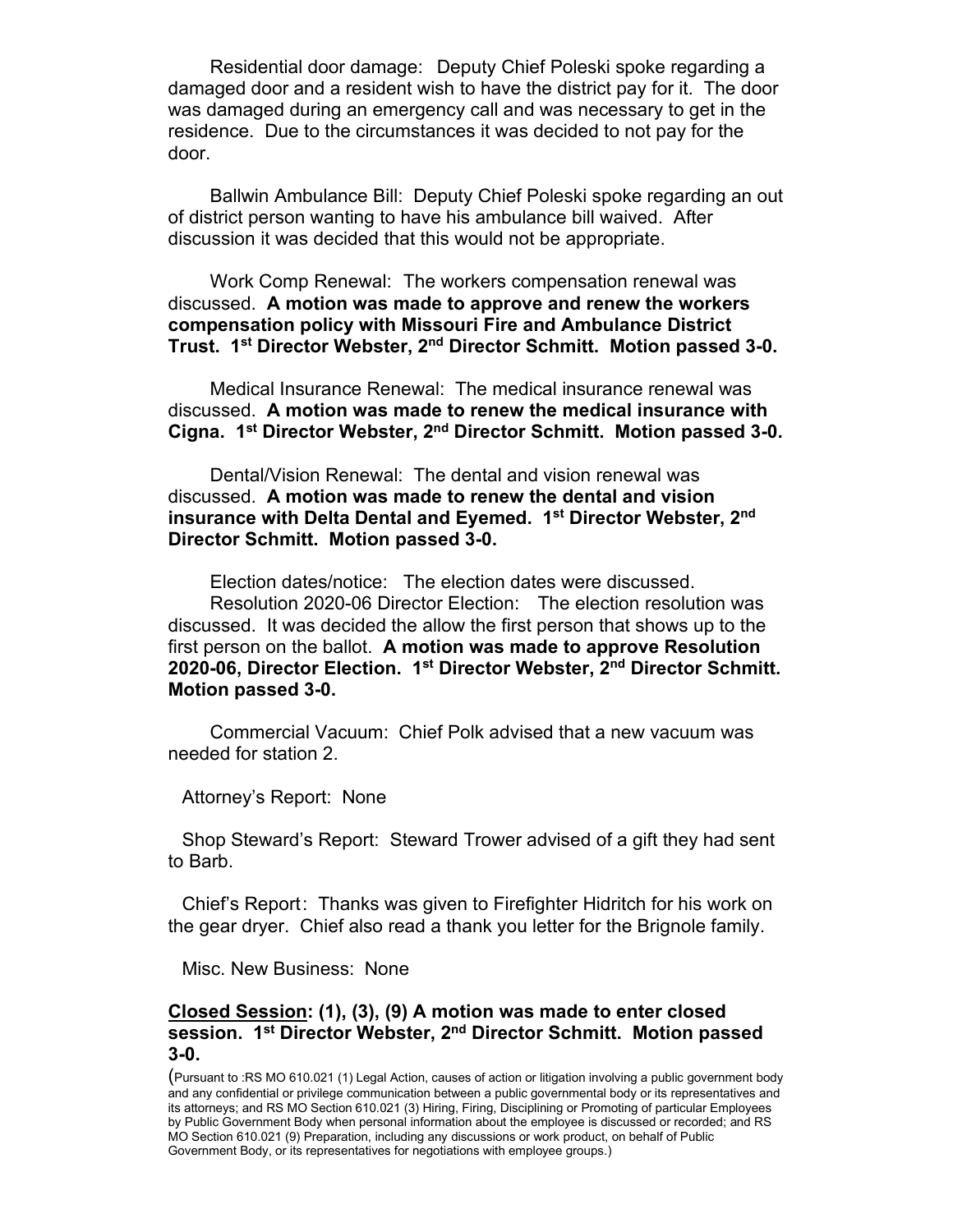Residential door damage: Deputy Chief Poleski spoke regarding a damaged door and a resident wish to have the district pay for it. The door was damaged during an emergency call and was necessary to get in the residence. Due to the circumstances it was decided to not pay for the door.

Ballwin Ambulance Bill: Deputy Chief Poleski spoke regarding an out of district person wanting to have his ambulance bill waived. After discussion it was decided that this would not be appropriate.

Work Comp Renewal: The workers compensation renewal was discussed. **A motion was made to approve and renew the workers compensation policy with Missouri Fire and Ambulance District Trust. 1st Director Webster, 2nd Director Schmitt. Motion passed 3-0.**

Medical Insurance Renewal: The medical insurance renewal was discussed. **A motion was made to renew the medical insurance with Cigna. 1st Director Webster, 2nd Director Schmitt. Motion passed 3-0.**

Dental/Vision Renewal: The dental and vision renewal was discussed. **A motion was made to renew the dental and vision insurance with Delta Dental and Eyemed. 1st Director Webster, 2nd Director Schmitt. Motion passed 3-0.**

Election dates/notice: The election dates were discussed.

Resolution 2020-06 Director Election: The election resolution was discussed. It was decided the allow the first person that shows up to the first person on the ballot. **A motion was made to approve Resolution 2020-06, Director Election. 1st Director Webster, 2nd Director Schmitt. Motion passed 3-0.**

Commercial Vacuum: Chief Polk advised that a new vacuum was needed for station 2.

Attorney's Report: None

Shop Steward's Report: Steward Trower advised of a gift they had sent to Barb.

Chief's Report: Thanks was given to Firefighter Hidritch for his work on the gear dryer. Chief also read a thank you letter for the Brignole family.

Misc. New Business: None

**Closed Session: (1), (3), (9) A motion was made to enter closed session. 1st Director Webster, 2nd Director Schmitt. Motion passed 3-0.**

(Pursuant to :RS MO 610.021 (1) Legal Action, causes of action or litigation involving a public government body and any confidential or privilege communication between a public governmental body or its representatives and its attorneys; and RS MO Section 610.021 (3) Hiring, Firing, Disciplining or Promoting of particular Employees by Public Government Body when personal information about the employee is discussed or recorded; and RS MO Section 610.021 (9) Preparation, including any discussions or work product, on behalf of Public Government Body, or its representatives for negotiations with employee groups.)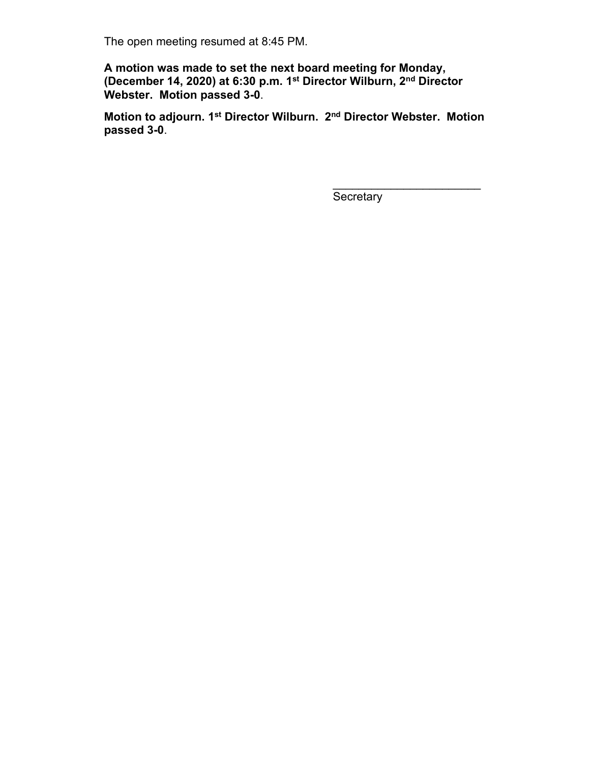The open meeting resumed at 8:45 PM.

**A motion was made to set the next board meeting for Monday, (December 14, 2020) at 6:30 p.m. 1st Director Wilburn, 2nd Director Webster. Motion passed 3-0**.

**Motion to adjourn. 1st Director Wilburn. 2nd Director Webster. Motion passed 3-0**.

________________________
Secretary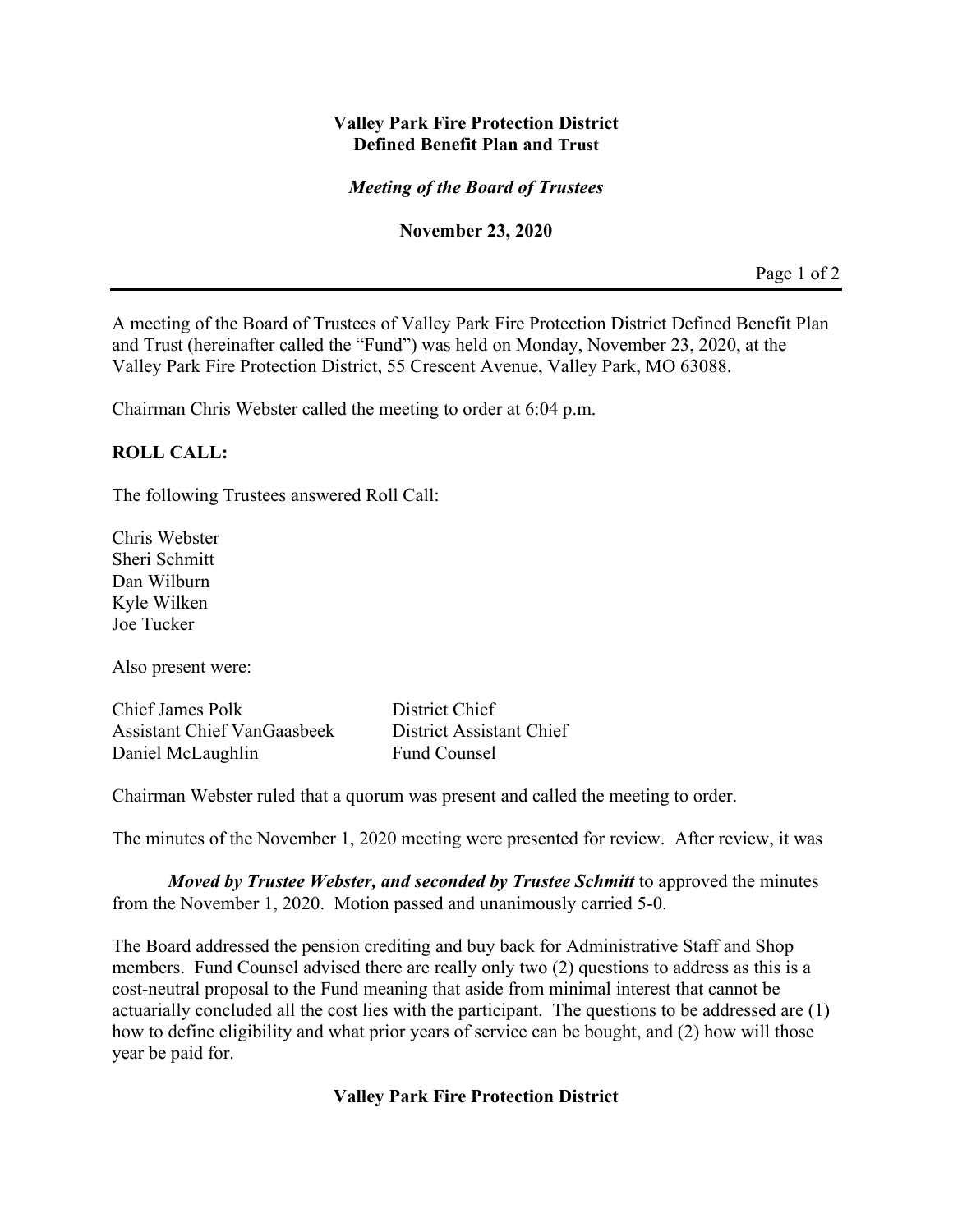**Valley Park Fire Protection District**
**Defined Benefit Plan and Trust**

***Meeting of the Board of Trustees***

**November 23, 2020**

A meeting of the Board of Trustees of Valley Park Fire Protection District Defined Benefit Plan and Trust (hereinafter called the "Fund") was held on Monday, November 23, 2020, at the Valley Park Fire Protection District, 55 Crescent Avenue, Valley Park, MO 63088.

Chairman Chris Webster called the meeting to order at 6:04 p.m.

**ROLL CALL:**

The following Trustees answered Roll Call:

Chris Webster
Sheri Schmitt
Dan Wilburn
Kyle Wilken
Joe Tucker

Also present were:

| | |
|---|---|
| Chief James Polk | District Chief |
| Assistant Chief VanGaasbeek | District Assistant Chief |
| Daniel McLaughlin | Fund Counsel |

Chairman Webster ruled that a quorum was present and called the meeting to order.

The minutes of the November 1, 2020 meeting were presented for review. After review, it was

***Moved by Trustee Webster, and seconded by Trustee Schmitt*** to approved the minutes from the November 1, 2020. Motion passed and unanimously carried 5-0.

The Board addressed the pension crediting and buy back for Administrative Staff and Shop members. Fund Counsel advised there are really only two (2) questions to address as this is a cost-neutral proposal to the Fund meaning that aside from minimal interest that cannot be actuarially concluded all the cost lies with the participant. The questions to be addressed are (1) how to define eligibility and what prior years of service can be bought, and (2) how will those year be paid for.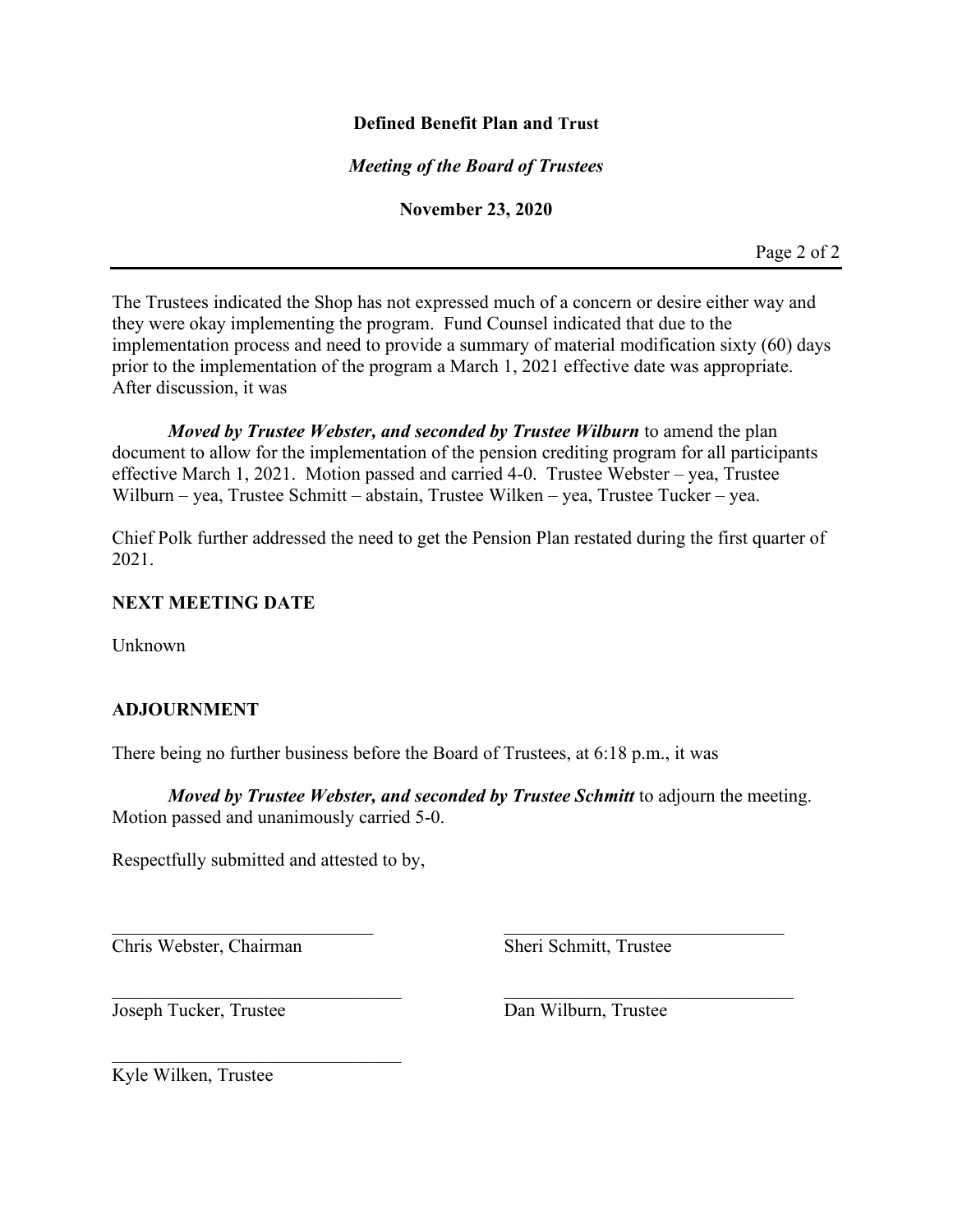The Trustees indicated the Shop has not expressed much of a concern or desire either way and they were okay implementing the program. Fund Counsel indicated that due to the implementation process and need to provide a summary of material modification sixty (60) days prior to the implementation of the program a March 1, 2021 effective date was appropriate. After discussion, it was

***Moved by Trustee Webster, and seconded by Trustee Wilburn*** to amend the plan document to allow for the implementation of the pension crediting program for all participants effective March 1, 2021. Motion passed and carried 4-0. Trustee Webster – yea, Trustee Wilburn – yea, Trustee Schmitt – abstain, Trustee Wilken – yea, Trustee Tucker – yea.

Chief Polk further addressed the need to get the Pension Plan restated during the first quarter of 2021.

**NEXT MEETING DATE**

Unknown

**ADJOURNMENT**

There being no further business before the Board of Trustees, at 6:18 p.m., it was

***Moved by Trustee Webster, and seconded by Trustee Schmitt*** to adjourn the meeting. Motion passed and unanimously carried 5-0.

Respectfully submitted and attested to by,

\_\_\_\_\_\_\_\_\_\_\_\_\_\_\_\_\_\_\_\_\_\_\_\_\_\_\_\_\_\_
Chris Webster, Chairman

\_\_\_\_\_\_\_\_\_\_\_\_\_\_\_\_\_\_\_\_\_\_\_\_\_\_\_\_\_\_
Sheri Schmitt, Trustee

\_\_\_\_\_\_\_\_\_\_\_\_\_\_\_\_\_\_\_\_\_\_\_\_\_\_\_\_\_\_
Joseph Tucker, Trustee

\_\_\_\_\_\_\_\_\_\_\_\_\_\_\_\_\_\_\_\_\_\_\_\_\_\_\_\_\_\_
Dan Wilburn, Trustee

\_\_\_\_\_\_\_\_\_\_\_\_\_\_\_\_\_\_\_\_\_\_\_\_\_\_\_\_\_\_
Kyle Wilken, Trustee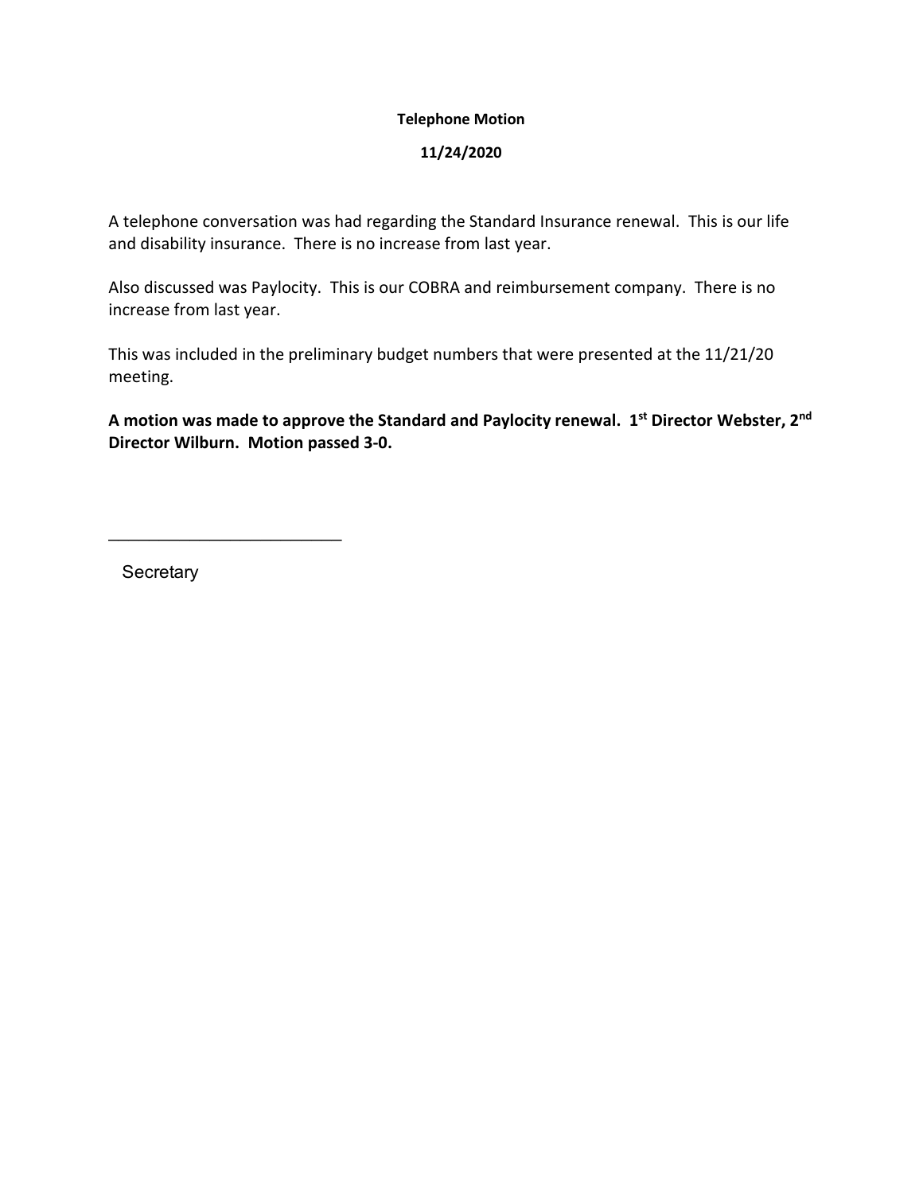**Telephone Motion**

**11/24/2020**

A telephone conversation was had regarding the Standard Insurance renewal. This is our life and disability insurance. There is no increase from last year.

Also discussed was Paylocity. This is our COBRA and reimbursement company. There is no increase from last year.

This was included in the preliminary budget numbers that were presented at the 11/21/20 meeting.

**A motion was made to approve the Standard and Paylocity renewal. 1st Director Webster, 2nd Director Wilburn. Motion passed 3-0.**

\_\_\_\_\_\_\_\_\_\_\_\_\_\_\_\_\_\_\_\_\_\_\_\_\_\_

Secretary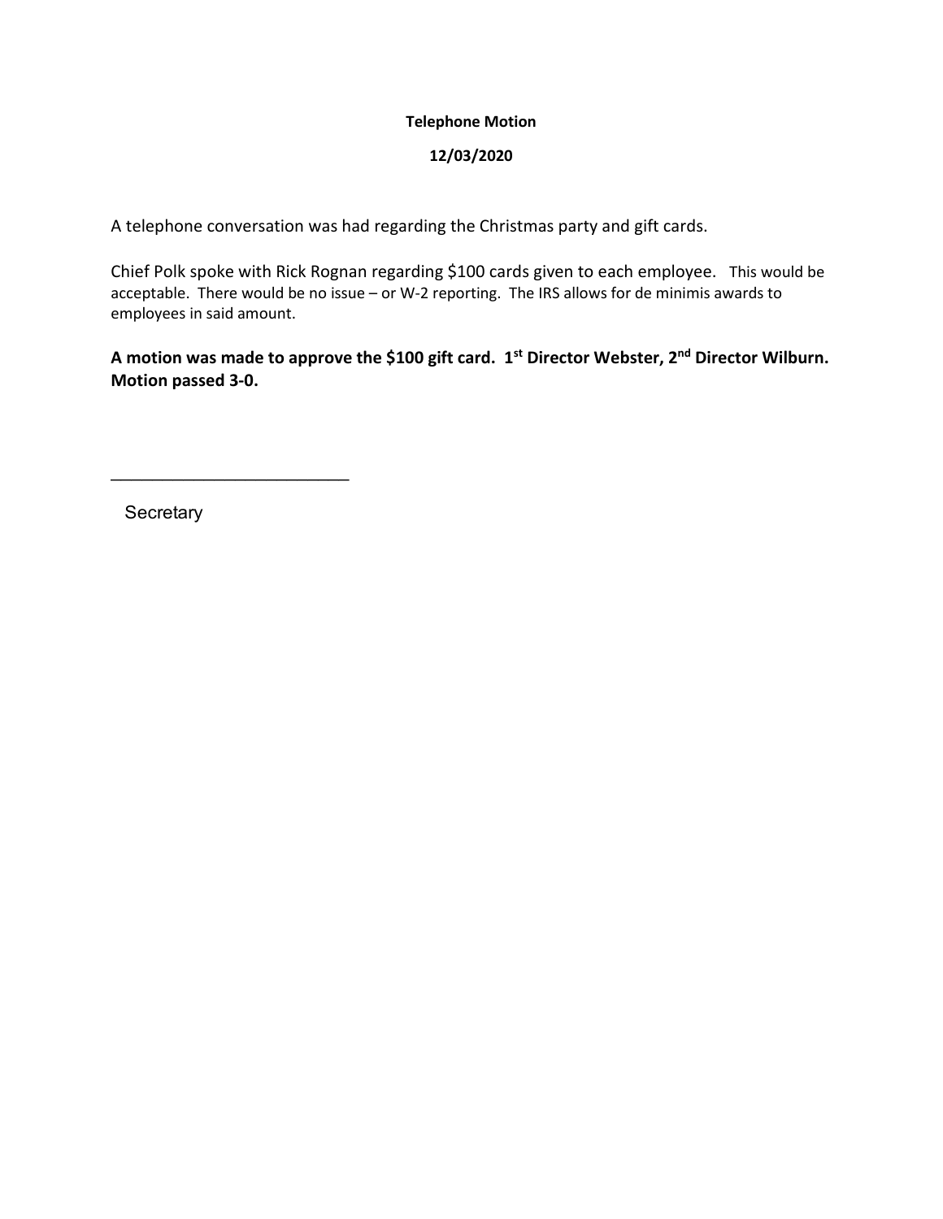**Telephone Motion**

**12/03/2020**

A telephone conversation was had regarding the Christmas party and gift cards.

Chief Polk spoke with Rick Rognan regarding $100 cards given to each employee. This would be acceptable. There would be no issue – or W-2 reporting. The IRS allows for de minimis awards to employees in said amount.

**A motion was made to approve the $100 gift card. 1st Director Webster, 2nd Director Wilburn. Motion passed 3-0.**

_________________________

Secretary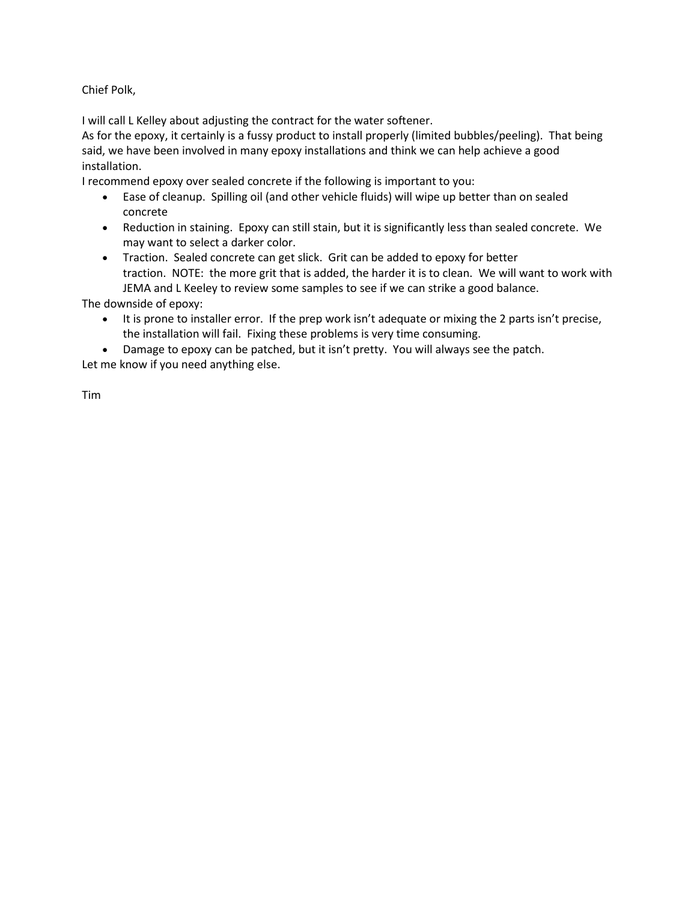Chief Polk,

I will call L Kelley about adjusting the contract for the water softener.

As for the epoxy, it certainly is a fussy product to install properly (limited bubbles/peeling). That being said, we have been involved in many epoxy installations and think we can help achieve a good installation.

I recommend epoxy over sealed concrete if the following is important to you:

- Ease of cleanup. Spilling oil (and other vehicle fluids) will wipe up better than on sealed concrete
- Reduction in staining. Epoxy can still stain, but it is significantly less than sealed concrete. We may want to select a darker color.
- Traction. Sealed concrete can get slick. Grit can be added to epoxy for better traction. NOTE: the more grit that is added, the harder it is to clean. We will want to work with JEMA and L Keeley to review some samples to see if we can strike a good balance.

The downside of epoxy:

- It is prone to installer error. If the prep work isn't adequate or mixing the 2 parts isn't precise, the installation will fail. Fixing these problems is very time consuming.
- Damage to epoxy can be patched, but it isn't pretty. You will always see the patch.

Let me know if you need anything else.

Tim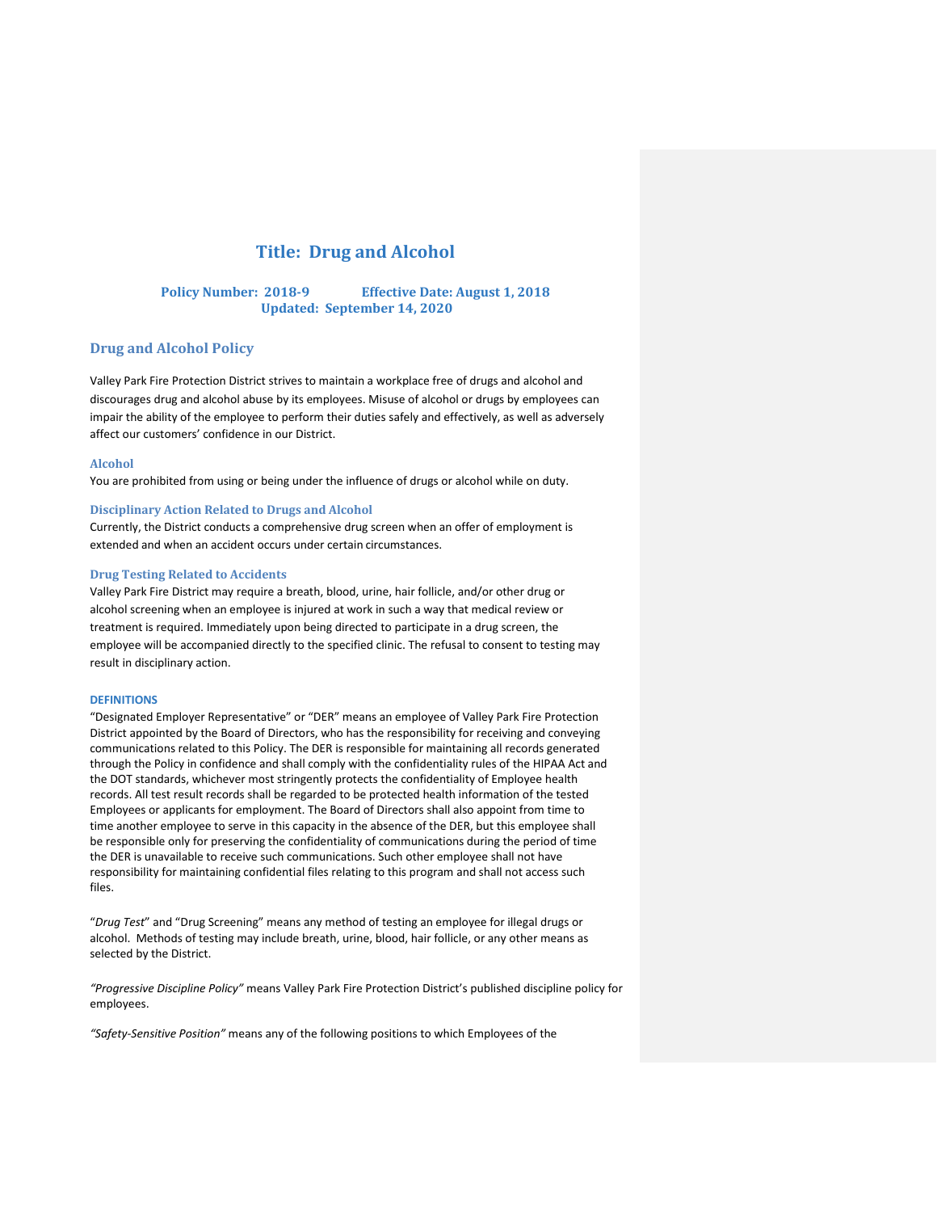# Title: Drug and Alcohol

**Policy Number: 2018-9 Effective Date: August 1, 2018**
**Updated: September 14, 2020**

## Drug and Alcohol Policy

Valley Park Fire Protection District strives to maintain a workplace free of drugs and alcohol and discourages drug and alcohol abuse by its employees. Misuse of alcohol or drugs by employees can impair the ability of the employee to perform their duties safely and effectively, as well as adversely affect our customers' confidence in our District.

### Alcohol

You are prohibited from using or being under the influence of drugs or alcohol while on duty.

### Disciplinary Action Related to Drugs and Alcohol

Currently, the District conducts a comprehensive drug screen when an offer of employment is extended and when an accident occurs under certain circumstances.

### Drug Testing Related to Accidents

Valley Park Fire District may require a breath, blood, urine, hair follicle, and/or other drug or alcohol screening when an employee is injured at work in such a way that medical review or treatment is required. Immediately upon being directed to participate in a drug screen, the employee will be accompanied directly to the specified clinic. The refusal to consent to testing may result in disciplinary action.

#### DEFINITIONS

"Designated Employer Representative" or "DER" means an employee of Valley Park Fire Protection District appointed by the Board of Directors, who has the responsibility for receiving and conveying communications related to this Policy. The DER is responsible for maintaining all records generated through the Policy in confidence and shall comply with the confidentiality rules of the HIPAA Act and the DOT standards, whichever most stringently protects the confidentiality of Employee health records. All test result records shall be regarded to be protected health information of the tested Employees or applicants for employment. The Board of Directors shall also appoint from time to time another employee to serve in this capacity in the absence of the DER, but this employee shall be responsible only for preserving the confidentiality of communications during the period of time the DER is unavailable to receive such communications. Such other employee shall not have responsibility for maintaining confidential files relating to this program and shall not access such files.

"*Drug Test*" and "Drug Screening" means any method of testing an employee for illegal drugs or alcohol. Methods of testing may include breath, urine, blood, hair follicle, or any other means as selected by the District.

*"Progressive Discipline Policy"* means Valley Park Fire Protection District's published discipline policy for employees.

*"Safety-Sensitive Position"* means any of the following positions to which Employees of the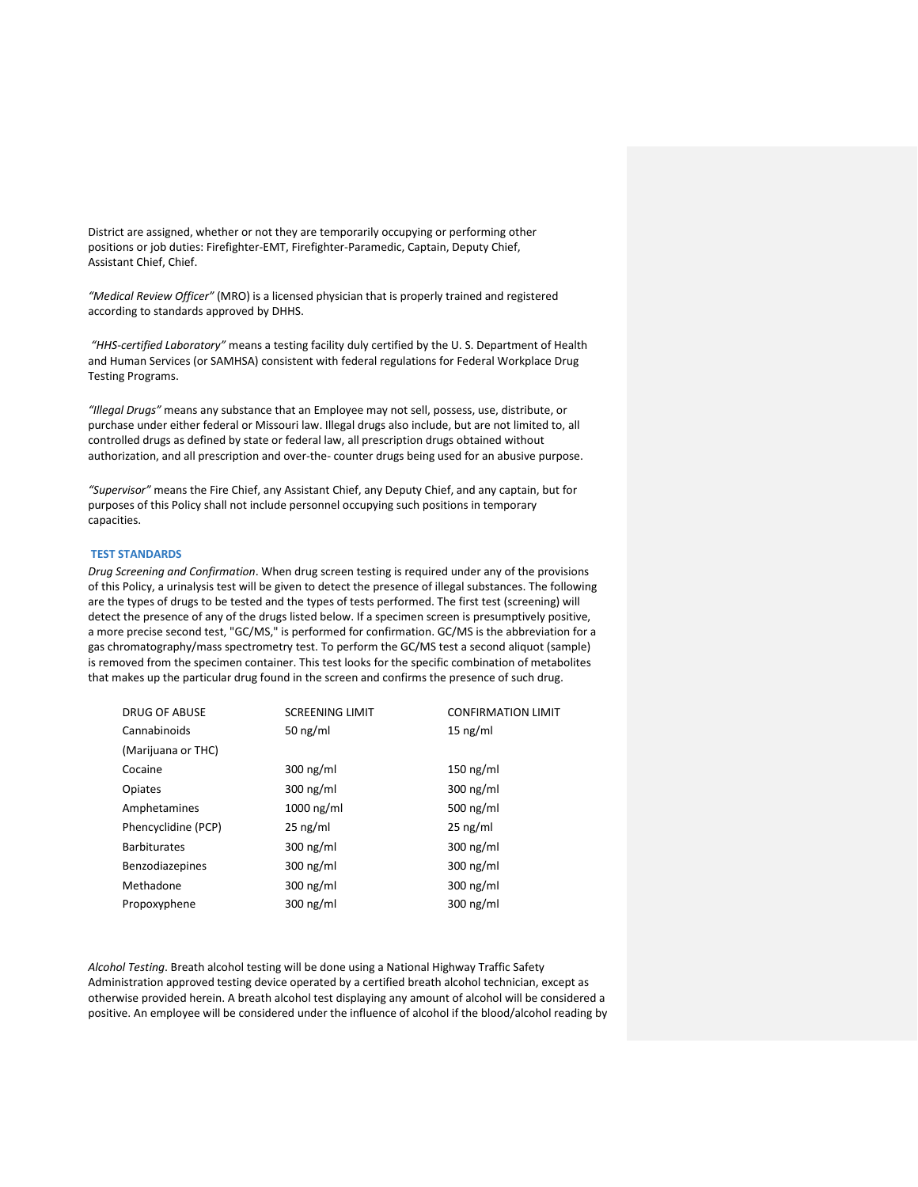District are assigned, whether or not they are temporarily occupying or performing other positions or job duties: Firefighter-EMT, Firefighter-Paramedic, Captain, Deputy Chief, Assistant Chief, Chief.

*"Medical Review Officer"* (MRO) is a licensed physician that is properly trained and registered according to standards approved by DHHS.

*"HHS-certified Laboratory"* means a testing facility duly certified by the U. S. Department of Health and Human Services (or SAMHSA) consistent with federal regulations for Federal Workplace Drug Testing Programs.

*"Illegal Drugs"* means any substance that an Employee may not sell, possess, use, distribute, or purchase under either federal or Missouri law. Illegal drugs also include, but are not limited to, all controlled drugs as defined by state or federal law, all prescription drugs obtained without authorization, and all prescription and over-the- counter drugs being used for an abusive purpose.

*"Supervisor"* means the Fire Chief, any Assistant Chief, any Deputy Chief, and any captain, but for purposes of this Policy shall not include personnel occupying such positions in temporary capacities.

## TEST STANDARDS

*Drug Screening and Confirmation*. When drug screen testing is required under any of the provisions of this Policy, a urinalysis test will be given to detect the presence of illegal substances. The following are the types of drugs to be tested and the types of tests performed. The first test (screening) will detect the presence of any of the drugs listed below. If a specimen screen is presumptively positive, a more precise second test, "GC/MS," is performed for confirmation. GC/MS is the abbreviation for a gas chromatography/mass spectrometry test. To perform the GC/MS test a second aliquot (sample) is removed from the specimen container. This test looks for the specific combination of metabolites that makes up the particular drug found in the screen and confirms the presence of such drug.

| DRUG OF ABUSE | SCREENING LIMIT | CONFIRMATION LIMIT |
|---|---|---|
| Cannabinoids (Marijuana or THC) | 50 ng/ml | 15 ng/ml |
| Cocaine | 300 ng/ml | 150 ng/ml |
| Opiates | 300 ng/ml | 300 ng/ml |
| Amphetamines | 1000 ng/ml | 500 ng/ml |
| Phencyclidine (PCP) | 25 ng/ml | 25 ng/ml |
| Barbiturates | 300 ng/ml | 300 ng/ml |
| Benzodiazepines | 300 ng/ml | 300 ng/ml |
| Methadone | 300 ng/ml | 300 ng/ml |
| Propoxyphene | 300 ng/ml | 300 ng/ml |

*Alcohol Testing*. Breath alcohol testing will be done using a National Highway Traffic Safety Administration approved testing device operated by a certified breath alcohol technician, except as otherwise provided herein. A breath alcohol test displaying any amount of alcohol will be considered a positive. An employee will be considered under the influence of alcohol if the blood/alcohol reading by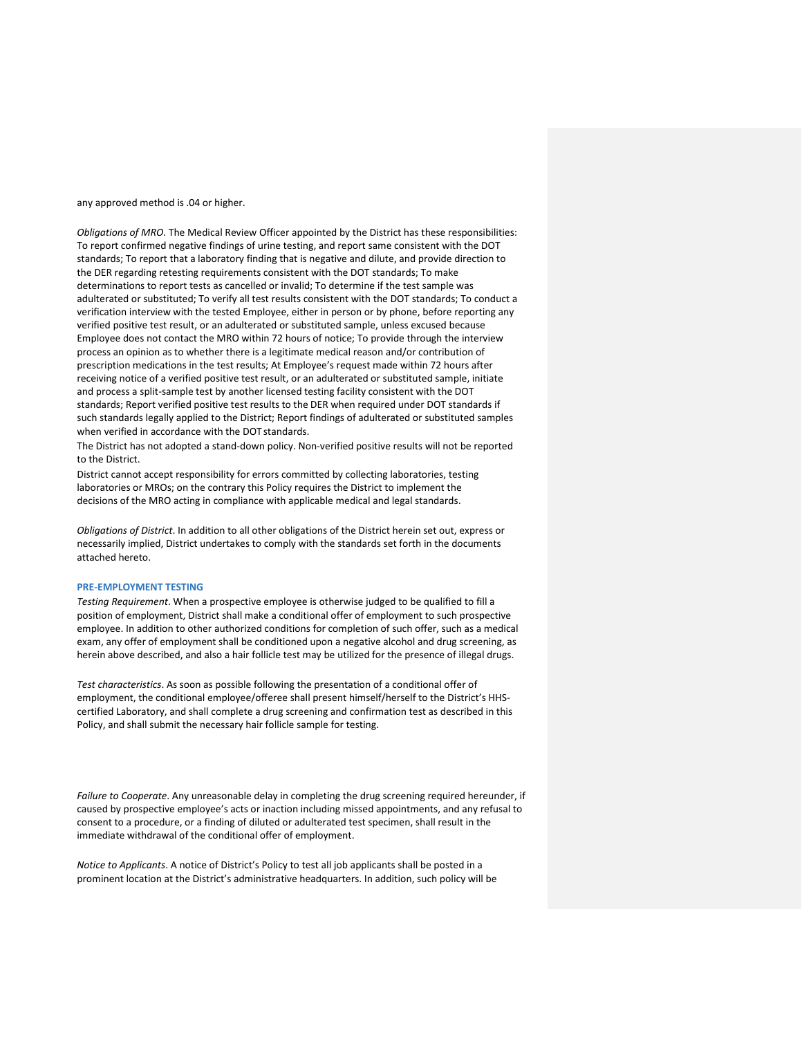any approved method is .04 or higher.

*Obligations of MRO*. The Medical Review Officer appointed by the District has these responsibilities: To report confirmed negative findings of urine testing, and report same consistent with the DOT standards; To report that a laboratory finding that is negative and dilute, and provide direction to the DER regarding retesting requirements consistent with the DOT standards; To make determinations to report tests as cancelled or invalid; To determine if the test sample was adulterated or substituted; To verify all test results consistent with the DOT standards; To conduct a verification interview with the tested Employee, either in person or by phone, before reporting any verified positive test result, or an adulterated or substituted sample, unless excused because Employee does not contact the MRO within 72 hours of notice; To provide through the interview process an opinion as to whether there is a legitimate medical reason and/or contribution of prescription medications in the test results; At Employee's request made within 72 hours after receiving notice of a verified positive test result, or an adulterated or substituted sample, initiate and process a split-sample test by another licensed testing facility consistent with the DOT standards; Report verified positive test results to the DER when required under DOT standards if such standards legally applied to the District; Report findings of adulterated or substituted samples when verified in accordance with the DOT standards.

The District has not adopted a stand-down policy. Non-verified positive results will not be reported to the District.

District cannot accept responsibility for errors committed by collecting laboratories, testing laboratories or MROs; on the contrary this Policy requires the District to implement the decisions of the MRO acting in compliance with applicable medical and legal standards.

*Obligations of District*. In addition to all other obligations of the District herein set out, express or necessarily implied, District undertakes to comply with the standards set forth in the documents attached hereto.

### PRE-EMPLOYMENT TESTING

*Testing Requirement*. When a prospective employee is otherwise judged to be qualified to fill a position of employment, District shall make a conditional offer of employment to such prospective employee. In addition to other authorized conditions for completion of such offer, such as a medical exam, any offer of employment shall be conditioned upon a negative alcohol and drug screening, as herein above described, and also a hair follicle test may be utilized for the presence of illegal drugs.

*Test characteristics*. As soon as possible following the presentation of a conditional offer of employment, the conditional employee/offeree shall present himself/herself to the District's HHS-certified Laboratory, and shall complete a drug screening and confirmation test as described in this Policy, and shall submit the necessary hair follicle sample for testing.

*Failure to Cooperate*. Any unreasonable delay in completing the drug screening required hereunder, if caused by prospective employee's acts or inaction including missed appointments, and any refusal to consent to a procedure, or a finding of diluted or adulterated test specimen, shall result in the immediate withdrawal of the conditional offer of employment.

*Notice to Applicants*. A notice of District's Policy to test all job applicants shall be posted in a prominent location at the District's administrative headquarters. In addition, such policy will be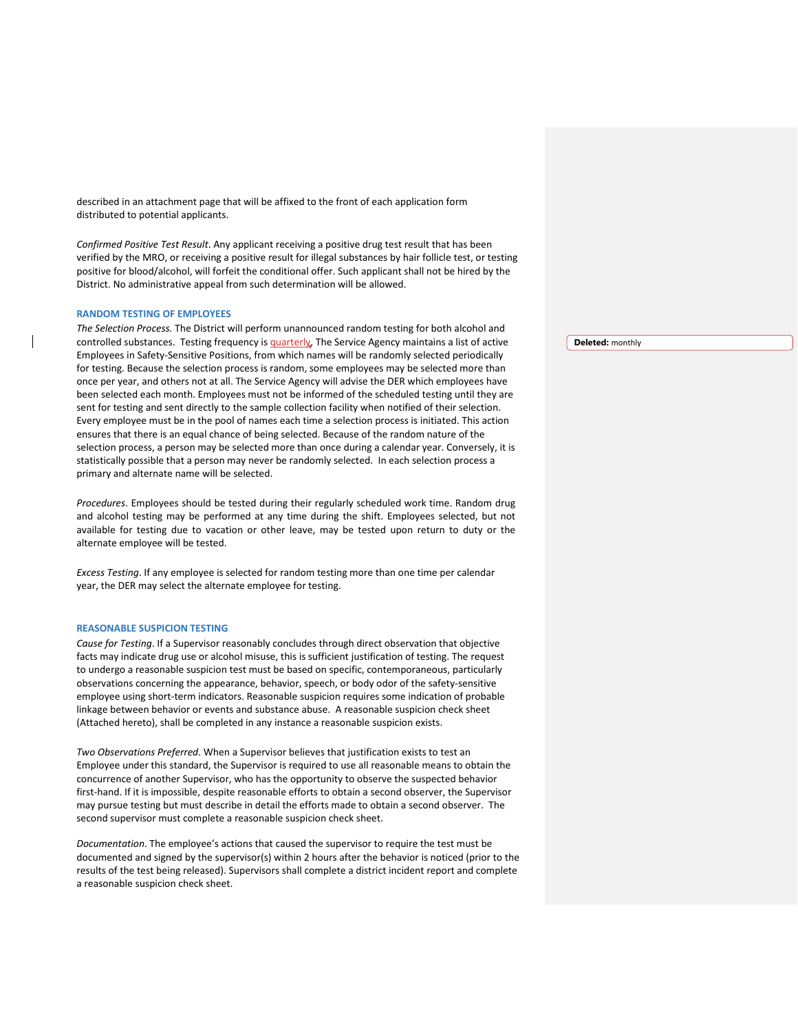described in an attachment page that will be affixed to the front of each application form distributed to potential applicants.

*Confirmed Positive Test Result*. Any applicant receiving a positive drug test result that has been verified by the MRO, or receiving a positive result for illegal substances by hair follicle test, or testing positive for blood/alcohol, will forfeit the conditional offer. Such applicant shall not be hired by the District. No administrative appeal from such determination will be allowed.

### RANDOM TESTING OF EMPLOYEES

*The Selection Process.* The District will perform unannounced random testing for both alcohol and controlled substances. Testing frequency is quarterly. The Service Agency maintains a list of active Employees in Safety-Sensitive Positions, from which names will be randomly selected periodically for testing. Because the selection process is random, some employees may be selected more than once per year, and others not at all. The Service Agency will advise the DER which employees have been selected each month. Employees must not be informed of the scheduled testing until they are sent for testing and sent directly to the sample collection facility when notified of their selection. Every employee must be in the pool of names each time a selection process is initiated. This action ensures that there is an equal chance of being selected. Because of the random nature of the selection process, a person may be selected more than once during a calendar year. Conversely, it is statistically possible that a person may never be randomly selected. In each selection process a primary and alternate name will be selected.

*Procedures*. Employees should be tested during their regularly scheduled work time. Random drug and alcohol testing may be performed at any time during the shift. Employees selected, but not available for testing due to vacation or other leave, may be tested upon return to duty or the alternate employee will be tested.

*Excess Testing*. If any employee is selected for random testing more than one time per calendar year, the DER may select the alternate employee for testing.

### REASONABLE SUSPICION TESTING

*Cause for Testing*. If a Supervisor reasonably concludes through direct observation that objective facts may indicate drug use or alcohol misuse, this is sufficient justification of testing. The request to undergo a reasonable suspicion test must be based on specific, contemporaneous, particularly observations concerning the appearance, behavior, speech, or body odor of the safety-sensitive employee using short-term indicators. Reasonable suspicion requires some indication of probable linkage between behavior or events and substance abuse. A reasonable suspicion check sheet (Attached hereto), shall be completed in any instance a reasonable suspicion exists.

*Two Observations Preferred*. When a Supervisor believes that justification exists to test an Employee under this standard, the Supervisor is required to use all reasonable means to obtain the concurrence of another Supervisor, who has the opportunity to observe the suspected behavior first-hand. If it is impossible, despite reasonable efforts to obtain a second observer, the Supervisor may pursue testing but must describe in detail the efforts made to obtain a second observer. The second supervisor must complete a reasonable suspicion check sheet.

*Documentation*. The employee's actions that caused the supervisor to require the test must be documented and signed by the supervisor(s) within 2 hours after the behavior is noticed (prior to the results of the test being released). Supervisors shall complete a district incident report and complete a reasonable suspicion check sheet.

**Deleted:** monthly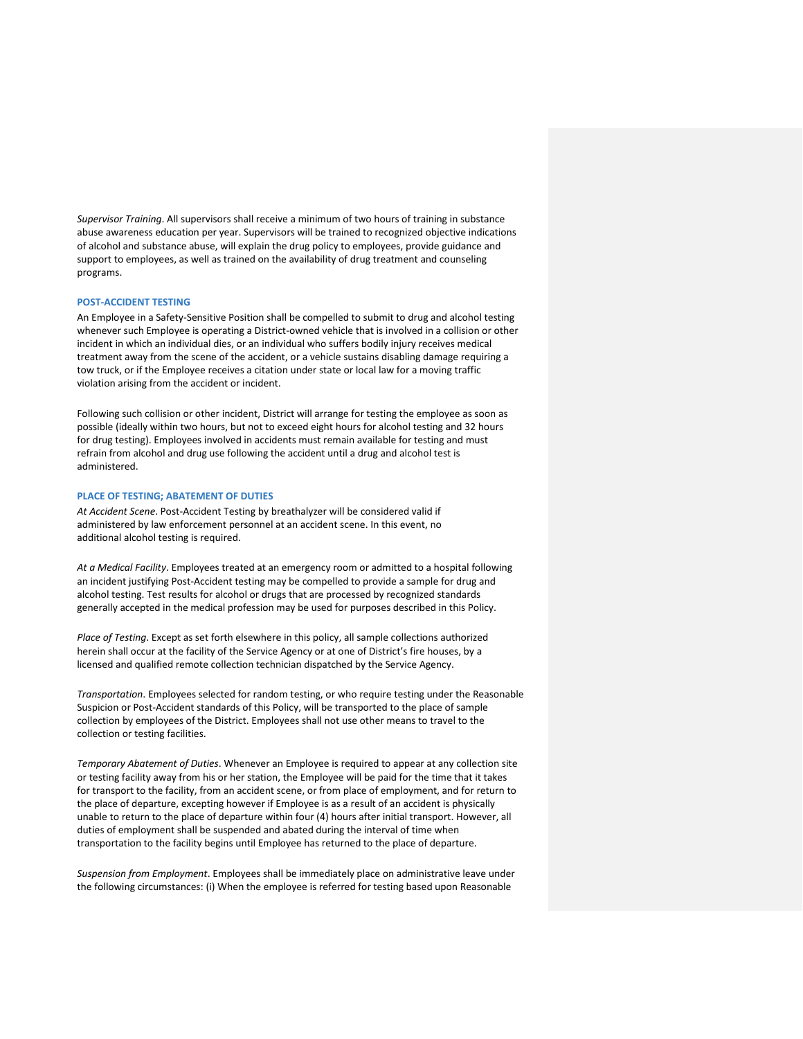*Supervisor Training*. All supervisors shall receive a minimum of two hours of training in substance abuse awareness education per year. Supervisors will be trained to recognized objective indications of alcohol and substance abuse, will explain the drug policy to employees, provide guidance and support to employees, as well as trained on the availability of drug treatment and counseling programs.

### POST-ACCIDENT TESTING

An Employee in a Safety-Sensitive Position shall be compelled to submit to drug and alcohol testing whenever such Employee is operating a District-owned vehicle that is involved in a collision or other incident in which an individual dies, or an individual who suffers bodily injury receives medical treatment away from the scene of the accident, or a vehicle sustains disabling damage requiring a tow truck, or if the Employee receives a citation under state or local law for a moving traffic violation arising from the accident or incident.

Following such collision or other incident, District will arrange for testing the employee as soon as possible (ideally within two hours, but not to exceed eight hours for alcohol testing and 32 hours for drug testing). Employees involved in accidents must remain available for testing and must refrain from alcohol and drug use following the accident until a drug and alcohol test is administered.

### PLACE OF TESTING; ABATEMENT OF DUTIES

*At Accident Scene*. Post-Accident Testing by breathalyzer will be considered valid if administered by law enforcement personnel at an accident scene. In this event, no additional alcohol testing is required.

*At a Medical Facility*. Employees treated at an emergency room or admitted to a hospital following an incident justifying Post-Accident testing may be compelled to provide a sample for drug and alcohol testing. Test results for alcohol or drugs that are processed by recognized standards generally accepted in the medical profession may be used for purposes described in this Policy.

*Place of Testing*. Except as set forth elsewhere in this policy, all sample collections authorized herein shall occur at the facility of the Service Agency or at one of District's fire houses, by a licensed and qualified remote collection technician dispatched by the Service Agency.

*Transportation*. Employees selected for random testing, or who require testing under the Reasonable Suspicion or Post-Accident standards of this Policy, will be transported to the place of sample collection by employees of the District. Employees shall not use other means to travel to the collection or testing facilities.

*Temporary Abatement of Duties*. Whenever an Employee is required to appear at any collection site or testing facility away from his or her station, the Employee will be paid for the time that it takes for transport to the facility, from an accident scene, or from place of employment, and for return to the place of departure, excepting however if Employee is as a result of an accident is physically unable to return to the place of departure within four (4) hours after initial transport. However, all duties of employment shall be suspended and abated during the interval of time when transportation to the facility begins until Employee has returned to the place of departure.

*Suspension from Employment*. Employees shall be immediately place on administrative leave under the following circumstances: (i) When the employee is referred for testing based upon Reasonable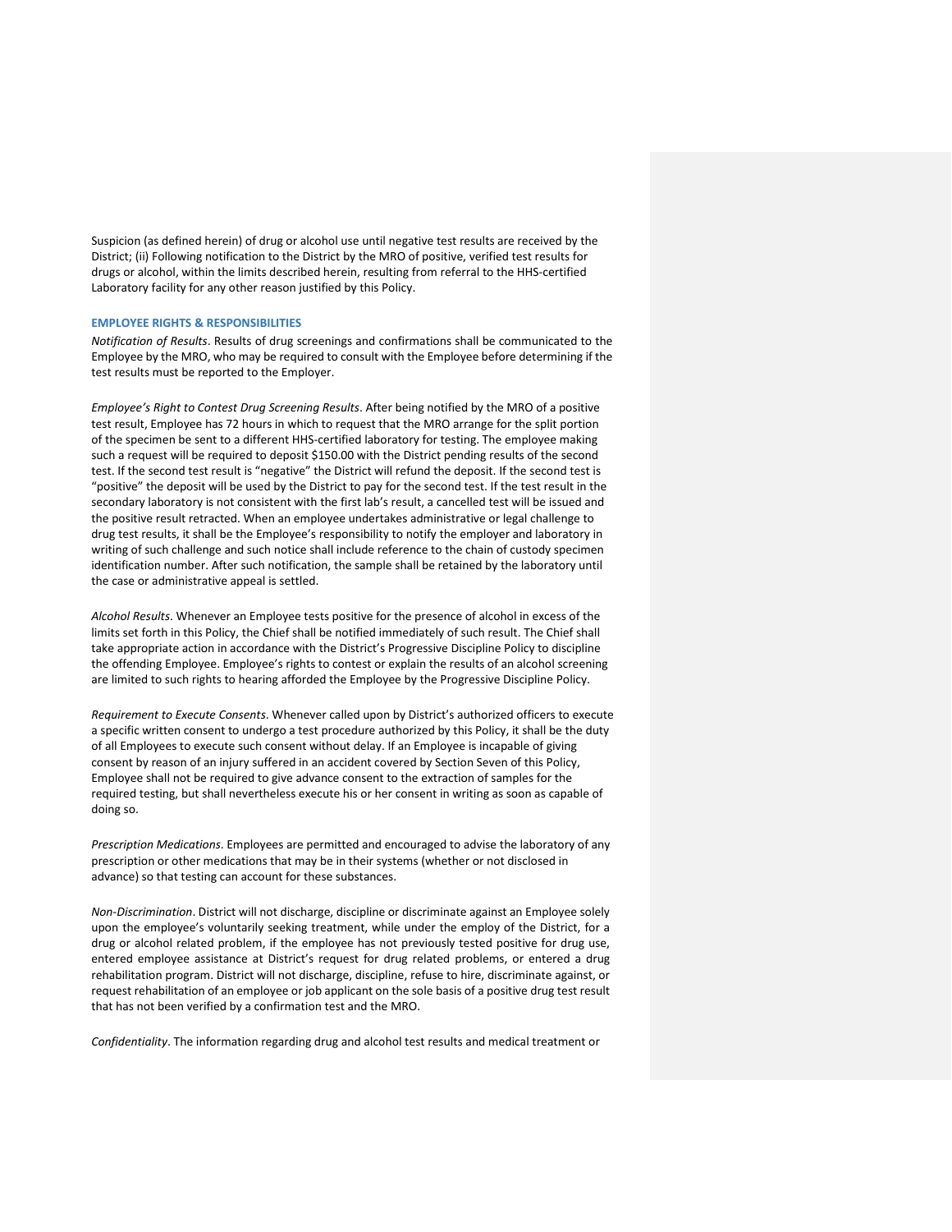Suspicion (as defined herein) of drug or alcohol use until negative test results are received by the District; (ii) Following notification to the District by the MRO of positive, verified test results for drugs or alcohol, within the limits described herein, resulting from referral to the HHS-certified Laboratory facility for any other reason justified by this Policy.

### EMPLOYEE RIGHTS & RESPONSIBILITIES

*Notification of Results*. Results of drug screenings and confirmations shall be communicated to the Employee by the MRO, who may be required to consult with the Employee before determining if the test results must be reported to the Employer.

*Employee's Right to Contest Drug Screening Results*. After being notified by the MRO of a positive test result, Employee has 72 hours in which to request that the MRO arrange for the split portion of the specimen be sent to a different HHS-certified laboratory for testing. The employee making such a request will be required to deposit $150.00 with the District pending results of the second test. If the second test result is "negative" the District will refund the deposit. If the second test is "positive" the deposit will be used by the District to pay for the second test. If the test result in the secondary laboratory is not consistent with the first lab's result, a cancelled test will be issued and the positive result retracted. When an employee undertakes administrative or legal challenge to drug test results, it shall be the Employee's responsibility to notify the employer and laboratory in writing of such challenge and such notice shall include reference to the chain of custody specimen identification number. After such notification, the sample shall be retained by the laboratory until the case or administrative appeal is settled.

*Alcohol Results*. Whenever an Employee tests positive for the presence of alcohol in excess of the limits set forth in this Policy, the Chief shall be notified immediately of such result. The Chief shall take appropriate action in accordance with the District's Progressive Discipline Policy to discipline the offending Employee. Employee's rights to contest or explain the results of an alcohol screening are limited to such rights to hearing afforded the Employee by the Progressive Discipline Policy.

*Requirement to Execute Consents*. Whenever called upon by District's authorized officers to execute a specific written consent to undergo a test procedure authorized by this Policy, it shall be the duty of all Employees to execute such consent without delay. If an Employee is incapable of giving consent by reason of an injury suffered in an accident covered by Section Seven of this Policy, Employee shall not be required to give advance consent to the extraction of samples for the required testing, but shall nevertheless execute his or her consent in writing as soon as capable of doing so.

*Prescription Medications*. Employees are permitted and encouraged to advise the laboratory of any prescription or other medications that may be in their systems (whether or not disclosed in advance) so that testing can account for these substances.

*Non-Discrimination*. District will not discharge, discipline or discriminate against an Employee solely upon the employee's voluntarily seeking treatment, while under the employ of the District, for a drug or alcohol related problem, if the employee has not previously tested positive for drug use, entered employee assistance at District's request for drug related problems, or entered a drug rehabilitation program. District will not discharge, discipline, refuse to hire, discriminate against, or request rehabilitation of an employee or job applicant on the sole basis of a positive drug test result that has not been verified by a confirmation test and the MRO.

*Confidentiality*. The information regarding drug and alcohol test results and medical treatment or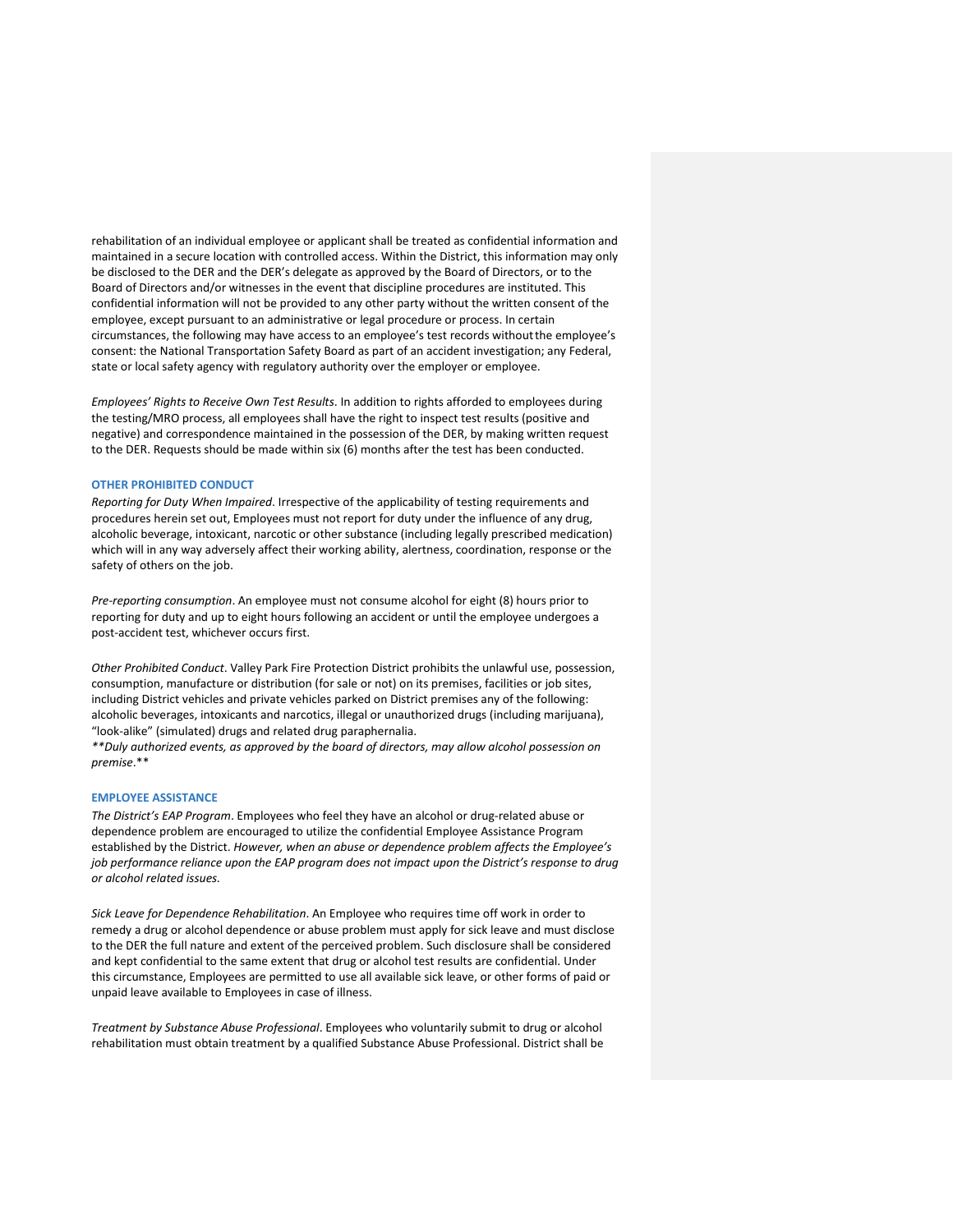rehabilitation of an individual employee or applicant shall be treated as confidential information and maintained in a secure location with controlled access. Within the District, this information may only be disclosed to the DER and the DER's delegate as approved by the Board of Directors, or to the Board of Directors and/or witnesses in the event that discipline procedures are instituted. This confidential information will not be provided to any other party without the written consent of the employee, except pursuant to an administrative or legal procedure or process. In certain circumstances, the following may have access to an employee's test records without the employee's consent: the National Transportation Safety Board as part of an accident investigation; any Federal, state or local safety agency with regulatory authority over the employer or employee.

*Employees' Rights to Receive Own Test Results.* In addition to rights afforded to employees during the testing/MRO process, all employees shall have the right to inspect test results (positive and negative) and correspondence maintained in the possession of the DER, by making written request to the DER. Requests should be made within six (6) months after the test has been conducted.

### OTHER PROHIBITED CONDUCT

*Reporting for Duty When Impaired*. Irrespective of the applicability of testing requirements and procedures herein set out, Employees must not report for duty under the influence of any drug, alcoholic beverage, intoxicant, narcotic or other substance (including legally prescribed medication) which will in any way adversely affect their working ability, alertness, coordination, response or the safety of others on the job.

*Pre-reporting consumption*. An employee must not consume alcohol for eight (8) hours prior to reporting for duty and up to eight hours following an accident or until the employee undergoes a post-accident test, whichever occurs first.

*Other Prohibited Conduct*. Valley Park Fire Protection District prohibits the unlawful use, possession, consumption, manufacture or distribution (for sale or not) on its premises, facilities or job sites, including District vehicles and private vehicles parked on District premises any of the following: alcoholic beverages, intoxicants and narcotics, illegal or unauthorized drugs (including marijuana), "look-alike" (simulated) drugs and related drug paraphernalia.
***Duly authorized events, as approved by the board of directors, may allow alcohol possession on premise*.**

### EMPLOYEE ASSISTANCE

*The District's EAP Program*. Employees who feel they have an alcohol or drug-related abuse or dependence problem are encouraged to utilize the confidential Employee Assistance Program established by the District. *However, when an abuse or dependence problem affects the Employee's job performance reliance upon the EAP program does not impact upon the District's response to drug or alcohol related issues.*

*Sick Leave for Dependence Rehabilitation*. An Employee who requires time off work in order to remedy a drug or alcohol dependence or abuse problem must apply for sick leave and must disclose to the DER the full nature and extent of the perceived problem. Such disclosure shall be considered and kept confidential to the same extent that drug or alcohol test results are confidential. Under this circumstance, Employees are permitted to use all available sick leave, or other forms of paid or unpaid leave available to Employees in case of illness.

*Treatment by Substance Abuse Professional*. Employees who voluntarily submit to drug or alcohol rehabilitation must obtain treatment by a qualified Substance Abuse Professional. District shall be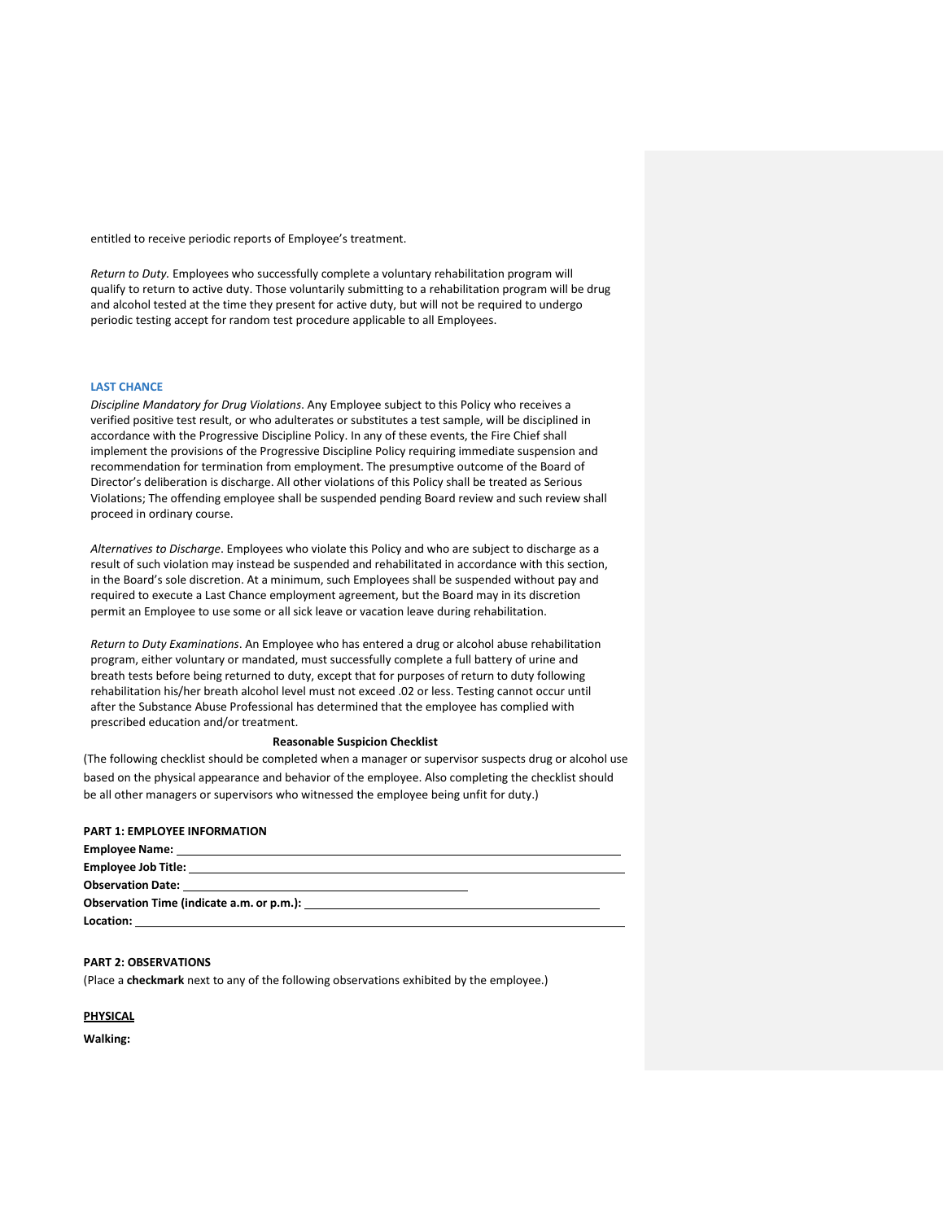entitled to receive periodic reports of Employee's treatment.

*Return to Duty.* Employees who successfully complete a voluntary rehabilitation program will qualify to return to active duty. Those voluntarily submitting to a rehabilitation program will be drug and alcohol tested at the time they present for active duty, but will not be required to undergo periodic testing accept for random test procedure applicable to all Employees.

### LAST CHANCE

*Discipline Mandatory for Drug Violations*. Any Employee subject to this Policy who receives a verified positive test result, or who adulterates or substitutes a test sample, will be disciplined in accordance with the Progressive Discipline Policy. In any of these events, the Fire Chief shall implement the provisions of the Progressive Discipline Policy requiring immediate suspension and recommendation for termination from employment. The presumptive outcome of the Board of Director's deliberation is discharge. All other violations of this Policy shall be treated as Serious Violations; The offending employee shall be suspended pending Board review and such review shall proceed in ordinary course.

*Alternatives to Discharge*. Employees who violate this Policy and who are subject to discharge as a result of such violation may instead be suspended and rehabilitated in accordance with this section, in the Board's sole discretion. At a minimum, such Employees shall be suspended without pay and required to execute a Last Chance employment agreement, but the Board may in its discretion permit an Employee to use some or all sick leave or vacation leave during rehabilitation.

*Return to Duty Examinations*. An Employee who has entered a drug or alcohol abuse rehabilitation program, either voluntary or mandated, must successfully complete a full battery of urine and breath tests before being returned to duty, except that for purposes of return to duty following rehabilitation his/her breath alcohol level must not exceed .02 or less. Testing cannot occur until after the Substance Abuse Professional has determined that the employee has complied with prescribed education and/or treatment.

**Reasonable Suspicion Checklist**

(The following checklist should be completed when a manager or supervisor suspects drug or alcohol use based on the physical appearance and behavior of the employee. Also completing the checklist should be all other managers or supervisors who witnessed the employee being unfit for duty.)

**PART 1: EMPLOYEE INFORMATION**

**Employee Name:** ______________________________

**Employee Job Title:** ______________________________

**Observation Date:** ______________________________

**Observation Time (indicate a.m. or p.m.):** ______________________________

**Location:** ______________________________

**PART 2: OBSERVATIONS**

(Place a **checkmark** next to any of the following observations exhibited by the employee.)

**PHYSICAL**

**Walking:**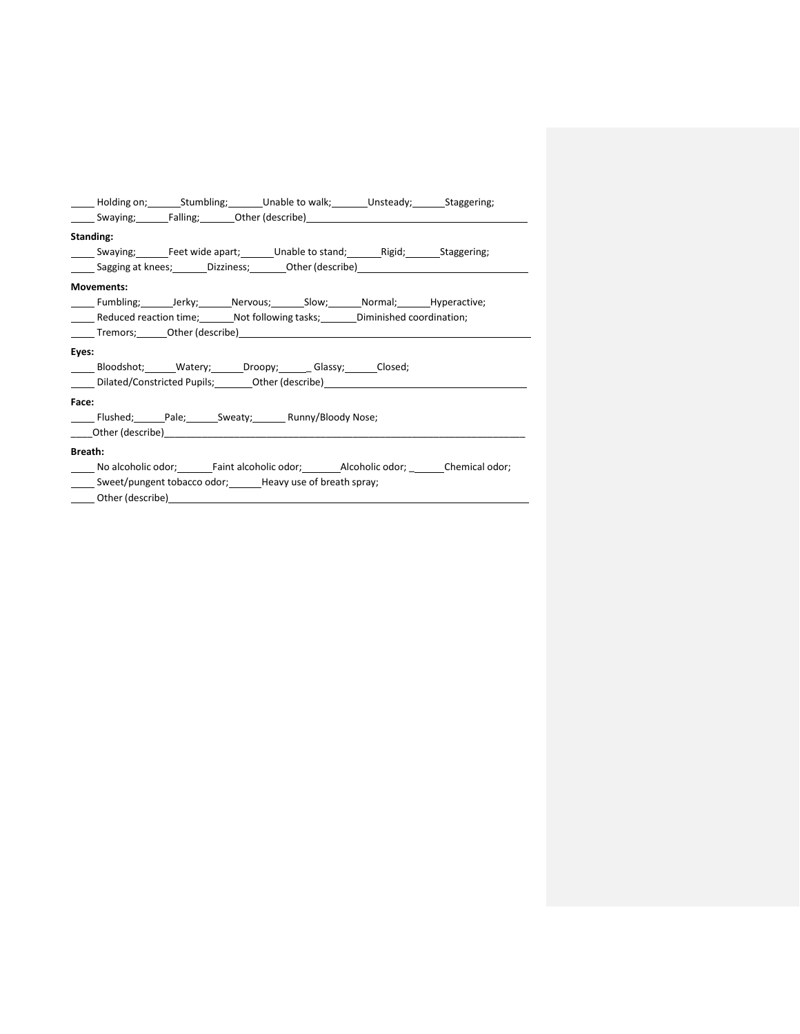_____ Holding on;______Stumbling;______Unable to walk;_______Unsteady;______Staggering;
_____ Swaying;______Falling;______Other (describe)________________________________________

**Standing:**

_____ Swaying;______Feet wide apart;______Unable to stand;______Rigid;______Staggering;
_____ Sagging at knees;_______Dizziness;_______Other (describe)______________________________

**Movements:**

_____ Fumbling;______Jerky;______Nervous;______Slow;______Normal;______Hyperactive;
_____ Reduced reaction time;_______Not following tasks;_______Diminished coordination;
_____ Tremors;______Other (describe)_____________________________________________________

**Eyes:**

_____ Bloodshot;______Watery;______Droopy;______ Glassy;______Closed;
_____ Dilated/Constricted Pupils;_______Other (describe)_____________________________________

**Face:**

_____ Flushed;______Pale;______Sweaty;______ Runny/Bloody Nose;
____Other (describe)______________________________________________________________________

**Breath:**

_____ No alcoholic odor;_______Faint alcoholic odor;_______Alcoholic odor; _______Chemical odor;
_____ Sweet/pungent tobacco odor;______Heavy use of breath spray;
_____ Other (describe)_____________________________________________________________________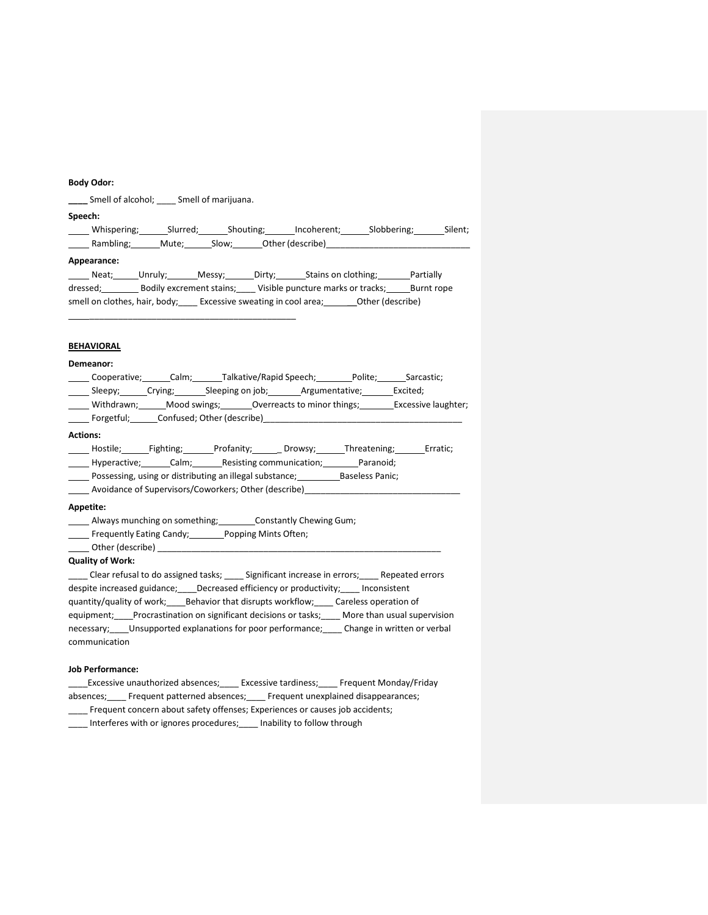**Body Odor:**

____ Smell of alcohol; ____ Smell of marijuana.

**Speech:**

____ Whispering;______Slurred;______Shouting;______Incoherent;______Slobbering;______Silent;
____ Rambling;______Mute;______Slow;______Other (describe)______________________________

**Appearance:**

____ Neat;_____Unruly;______Messy;______Dirty;______Stains on clothing;_______Partially dressed;_______ Bodily excrement stains;____ Visible puncture marks or tracks;_____Burnt rope smell on clothes, hair, body;____ Excessive sweating in cool area;_______Other (describe)

_______________________________________________

**BEHAVIORAL**

**Demeanor:**

____ Cooperative;______Calm;______Talkative/Rapid Speech;________Polite;______Sarcastic;
____ Sleepy;______Crying;______Sleeping on job;_______Argumentative;_______Excited;
____ Withdrawn;______Mood swings;______Overreacts to minor things;_______Excessive laughter;
____ Forgetful;______Confused; Other (describe)________________________________________

**Actions:**

____ Hostile;______Fighting;______Profanity;______ Drowsy;______Threatening;______Erratic;
____ Hyperactive;______Calm;______Resisting communication;________Paranoid;
____ Possessing, using or distributing an illegal substance;_________Baseless Panic;
____ Avoidance of Supervisors/Coworkers; Other (describe)________________________________

**Appetite:**

____ Always munching on something;________Constantly Chewing Gum;
____ Frequently Eating Candy;________Popping Mints Often;
____ Other (describe) ___________________________________________________________

**Quality of Work:**

____ Clear refusal to do assigned tasks; ____ Significant increase in errors;____ Repeated errors despite increased guidance;____Decreased efficiency or productivity;____ Inconsistent quantity/quality of work;____Behavior that disrupts workflow;____ Careless operation of equipment;____Procrastination on significant decisions or tasks;____ More than usual supervision necessary;____Unsupported explanations for poor performance;____ Change in written or verbal communication

**Job Performance:**

____Excessive unauthorized absences;____ Excessive tardiness;____ Frequent Monday/Friday absences;____ Frequent patterned absences;____ Frequent unexplained disappearances;
____ Frequent concern about safety offenses; Experiences or causes job accidents;
____ Interferes with or ignores procedures;____ Inability to follow through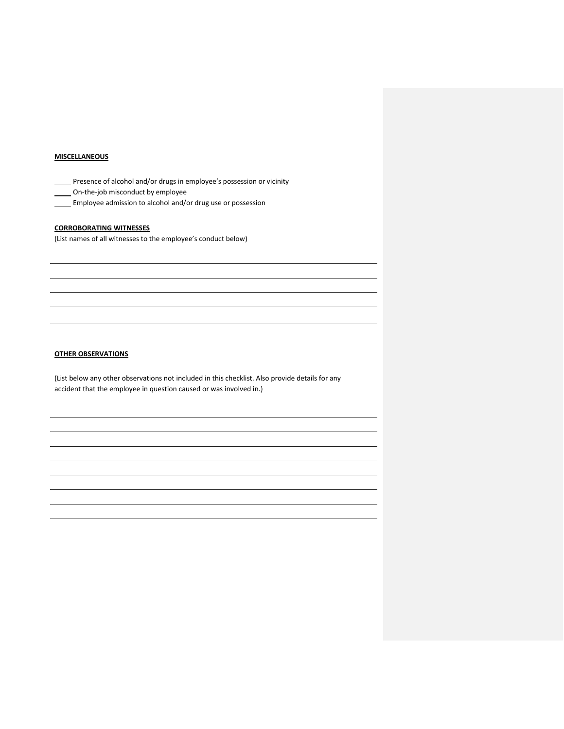**MISCELLANEOUS**

_____ Presence of alcohol and/or drugs in employee's possession or vicinity
_____ On-the-job misconduct by employee
_____ Employee admission to alcohol and/or drug use or possession

**CORROBORATING WITNESSES**

(List names of all witnesses to the employee's conduct below)

______________________________________________________________________________

______________________________________________________________________________

______________________________________________________________________________

______________________________________________________________________________

______________________________________________________________________________

**OTHER OBSERVATIONS**

(List below any other observations not included in this checklist. Also provide details for any accident that the employee in question caused or was involved in.)

______________________________________________________________________________

______________________________________________________________________________

______________________________________________________________________________

______________________________________________________________________________

______________________________________________________________________________

______________________________________________________________________________

______________________________________________________________________________

______________________________________________________________________________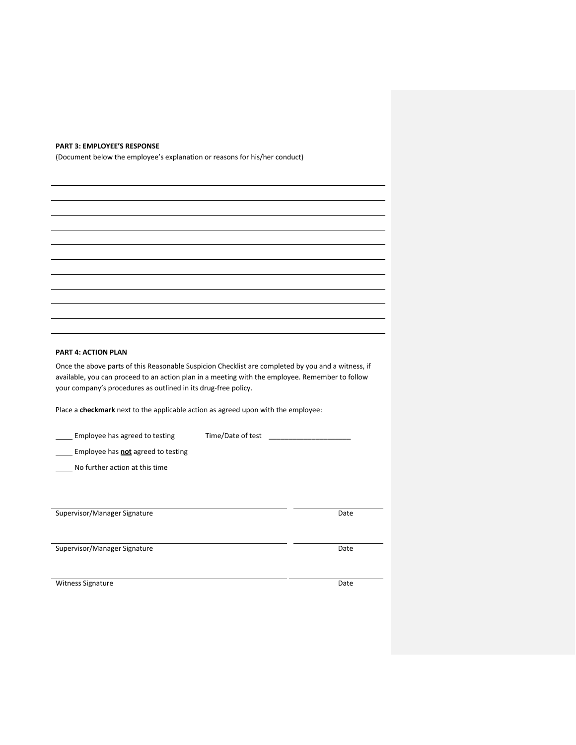**PART 3: EMPLOYEE'S RESPONSE**

(Document below the employee's explanation or reasons for his/her conduct)

______________________________________________________________________________

______________________________________________________________________________

______________________________________________________________________________

______________________________________________________________________________

______________________________________________________________________________

______________________________________________________________________________

______________________________________________________________________________

______________________________________________________________________________

______________________________________________________________________________

______________________________________________________________________________

**PART 4: ACTION PLAN**

Once the above parts of this Reasonable Suspicion Checklist are completed by you and a witness, if available, you can proceed to an action plan in a meeting with the employee. Remember to follow your company's procedures as outlined in its drug-free policy.

Place a **checkmark** next to the applicable action as agreed upon with the employee:

_____ Employee has agreed to testing Time/Date of test _____________________

_____ Employee has **not** agreed to testing

_____ No further action at this time

______________________________________________ ________________

Supervisor/Manager Signature Date

______________________________________________ ________________

Supervisor/Manager Signature Date

______________________________________________ ________________

Witness Signature Date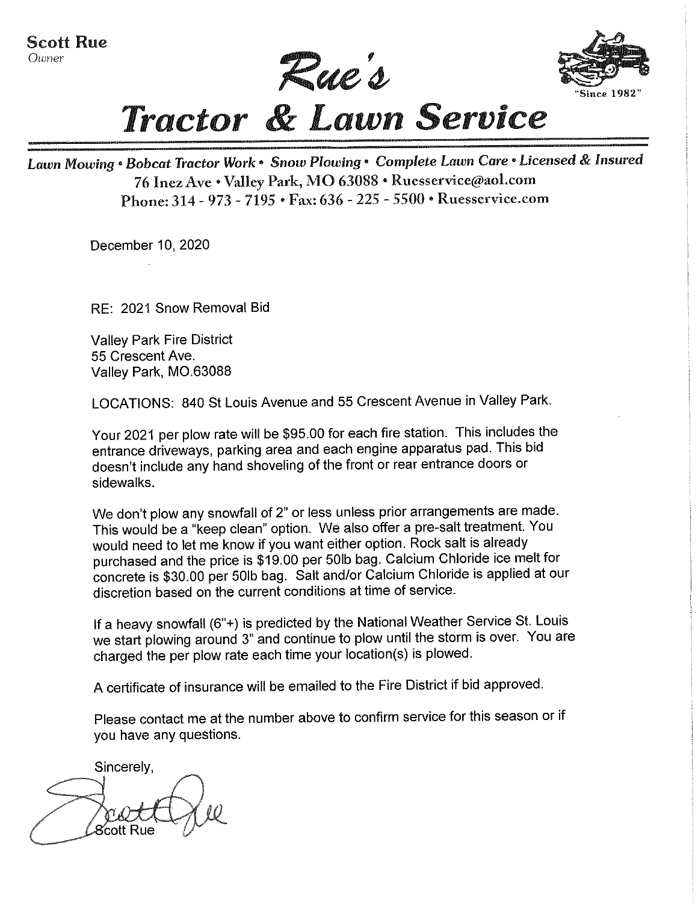**Scott Rue**
*Owner*

# *Rue's Tractor & Lawn Service*

"Since 1982"

*Lawn Mowing • Bobcat Tractor Work • Snow Plowing • Complete Lawn Care • Licensed & Insured*
76 Inez Ave • Valley Park, MO 63088 • Ruesservice@aol.com
Phone: 314 - 973 - 7195 • Fax: 636 - 225 - 5500 • Ruesservice.com

December 10, 2020

RE: 2021 Snow Removal Bid

Valley Park Fire District
55 Crescent Ave.
Valley Park, MO.63088

LOCATIONS: 840 St Louis Avenue and 55 Crescent Avenue in Valley Park.

Your 2021 per plow rate will be $95.00 for each fire station. This includes the entrance driveways, parking area and each engine apparatus pad. This bid doesn't include any hand shoveling of the front or rear entrance doors or sidewalks.

We don't plow any snowfall of 2" or less unless prior arrangements are made. This would be a "keep clean" option. We also offer a pre-salt treatment. You would need to let me know if you want either option. Rock salt is already purchased and the price is $19.00 per 50lb bag. Calcium Chloride ice melt for concrete is $30.00 per 50lb bag. Salt and/or Calcium Chloride is applied at our discretion based on the current conditions at time of service.

If a heavy snowfall (6"+) is predicted by the National Weather Service St. Louis we start plowing around 3" and continue to plow until the storm is over. You are charged the per plow rate each time your location(s) is plowed.

A certificate of insurance will be emailed to the Fire District if bid approved.

Please contact me at the number above to confirm service for this season or if you have any questions.

Sincerely,

Scott Rue